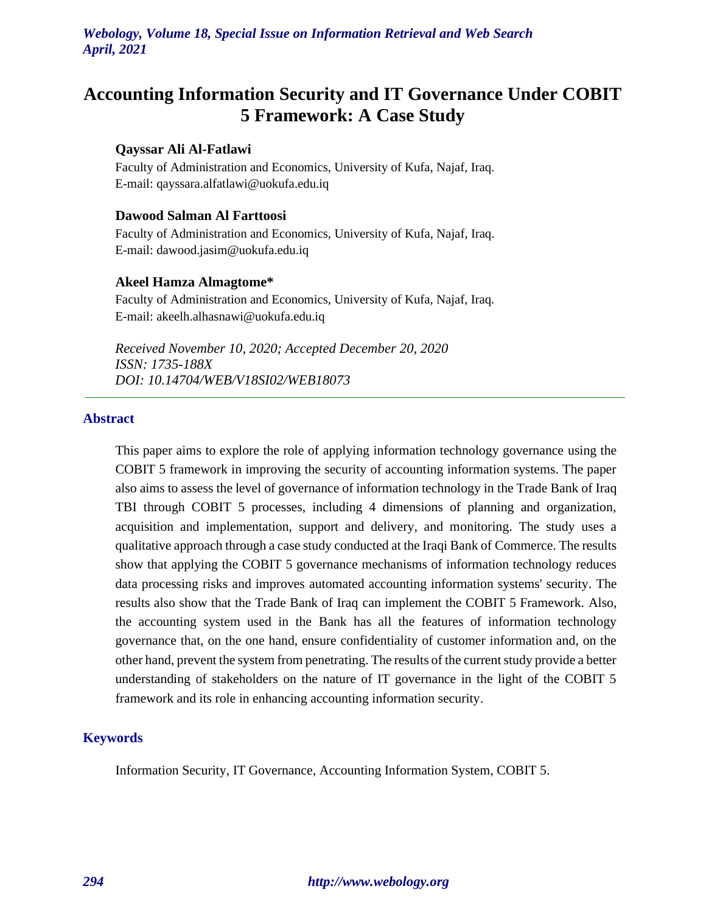# Accounting Information Security and IT Governance Under COBIT 5 Framework: A Case Study

**Qayssar Ali Al-Fatlawi**

Faculty of Administration and Economics, University of Kufa, Najaf, Iraq.
E-mail: qayssara.alfatlawi@uokufa.edu.iq

**Dawood Salman Al Farttoosi**

Faculty of Administration and Economics, University of Kufa, Najaf, Iraq.
E-mail: dawood.jasim@uokufa.edu.iq

**Akeel Hamza Almagtome***

Faculty of Administration and Economics, University of Kufa, Najaf, Iraq.
E-mail: akeelh.alhasnawi@uokufa.edu.iq

*Received November 10, 2020; Accepted December 20, 2020*
*ISSN: 1735-188X*
*DOI: 10.14704/WEB/V18SI02/WEB18073*

## Abstract

This paper aims to explore the role of applying information technology governance using the COBIT 5 framework in improving the security of accounting information systems. The paper also aims to assess the level of governance of information technology in the Trade Bank of Iraq TBI through COBIT 5 processes, including 4 dimensions of planning and organization, acquisition and implementation, support and delivery, and monitoring. The study uses a qualitative approach through a case study conducted at the Iraqi Bank of Commerce. The results show that applying the COBIT 5 governance mechanisms of information technology reduces data processing risks and improves automated accounting information systems' security. The results also show that the Trade Bank of Iraq can implement the COBIT 5 Framework. Also, the accounting system used in the Bank has all the features of information technology governance that, on the one hand, ensure confidentiality of customer information and, on the other hand, prevent the system from penetrating. The results of the current study provide a better understanding of stakeholders on the nature of IT governance in the light of the COBIT 5 framework and its role in enhancing accounting information security.

## Keywords

Information Security, IT Governance, Accounting Information System, COBIT 5.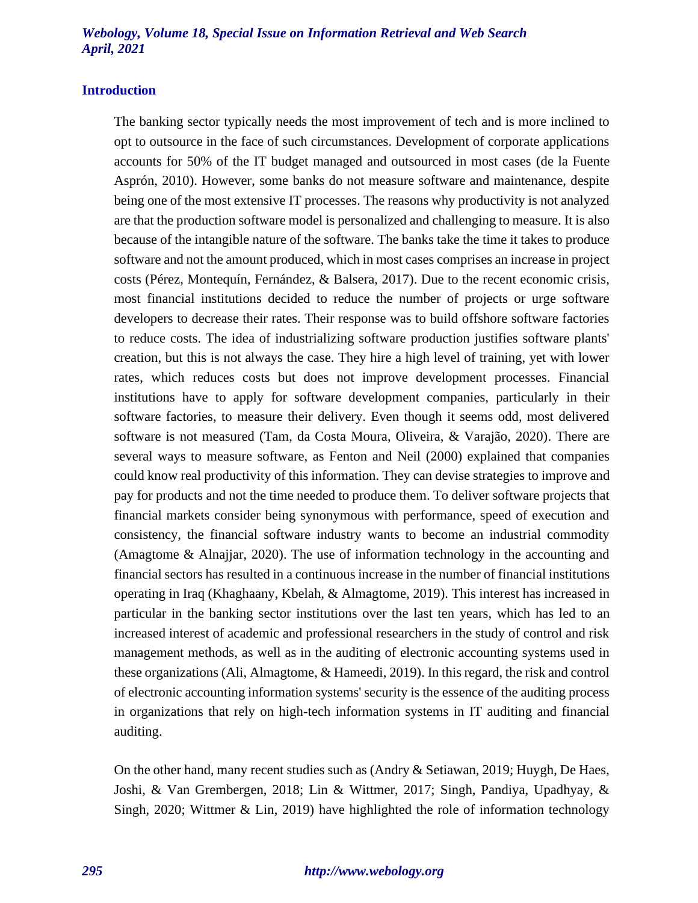## Introduction

The banking sector typically needs the most improvement of tech and is more inclined to opt to outsource in the face of such circumstances. Development of corporate applications accounts for 50% of the IT budget managed and outsourced in most cases (de la Fuente Asprón, 2010). However, some banks do not measure software and maintenance, despite being one of the most extensive IT processes. The reasons why productivity is not analyzed are that the production software model is personalized and challenging to measure. It is also because of the intangible nature of the software. The banks take the time it takes to produce software and not the amount produced, which in most cases comprises an increase in project costs (Pérez, Montequín, Fernández, & Balsera, 2017). Due to the recent economic crisis, most financial institutions decided to reduce the number of projects or urge software developers to decrease their rates. Their response was to build offshore software factories to reduce costs. The idea of industrializing software production justifies software plants' creation, but this is not always the case. They hire a high level of training, yet with lower rates, which reduces costs but does not improve development processes. Financial institutions have to apply for software development companies, particularly in their software factories, to measure their delivery. Even though it seems odd, most delivered software is not measured (Tam, da Costa Moura, Oliveira, & Varajão, 2020). There are several ways to measure software, as Fenton and Neil (2000) explained that companies could know real productivity of this information. They can devise strategies to improve and pay for products and not the time needed to produce them. To deliver software projects that financial markets consider being synonymous with performance, speed of execution and consistency, the financial software industry wants to become an industrial commodity (Amagtome & Alnajjar, 2020). The use of information technology in the accounting and financial sectors has resulted in a continuous increase in the number of financial institutions operating in Iraq (Khaghaany, Kbelah, & Almagtome, 2019). This interest has increased in particular in the banking sector institutions over the last ten years, which has led to an increased interest of academic and professional researchers in the study of control and risk management methods, as well as in the auditing of electronic accounting systems used in these organizations (Ali, Almagtome, & Hameedi, 2019). In this regard, the risk and control of electronic accounting information systems' security is the essence of the auditing process in organizations that rely on high-tech information systems in IT auditing and financial auditing.

On the other hand, many recent studies such as (Andry & Setiawan, 2019; Huygh, De Haes, Joshi, & Van Grembergen, 2018; Lin & Wittmer, 2017; Singh, Pandiya, Upadhyay, & Singh, 2020; Wittmer & Lin, 2019) have highlighted the role of information technology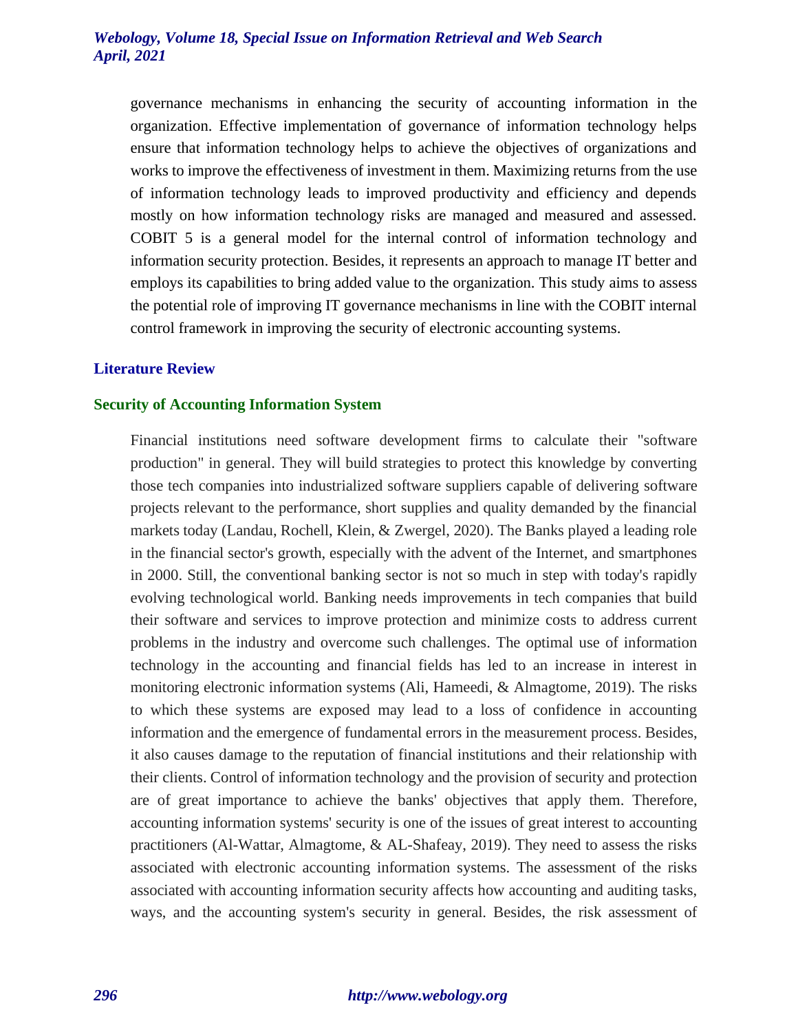governance mechanisms in enhancing the security of accounting information in the organization. Effective implementation of governance of information technology helps ensure that information technology helps to achieve the objectives of organizations and works to improve the effectiveness of investment in them. Maximizing returns from the use of information technology leads to improved productivity and efficiency and depends mostly on how information technology risks are managed and measured and assessed. COBIT 5 is a general model for the internal control of information technology and information security protection. Besides, it represents an approach to manage IT better and employs its capabilities to bring added value to the organization. This study aims to assess the potential role of improving IT governance mechanisms in line with the COBIT internal control framework in improving the security of electronic accounting systems.

## Literature Review

### Security of Accounting Information System

Financial institutions need software development firms to calculate their "software production" in general. They will build strategies to protect this knowledge by converting those tech companies into industrialized software suppliers capable of delivering software projects relevant to the performance, short supplies and quality demanded by the financial markets today (Landau, Rochell, Klein, & Zwergel, 2020). The Banks played a leading role in the financial sector's growth, especially with the advent of the Internet, and smartphones in 2000. Still, the conventional banking sector is not so much in step with today's rapidly evolving technological world. Banking needs improvements in tech companies that build their software and services to improve protection and minimize costs to address current problems in the industry and overcome such challenges. The optimal use of information technology in the accounting and financial fields has led to an increase in interest in monitoring electronic information systems (Ali, Hameedi, & Almagtome, 2019). The risks to which these systems are exposed may lead to a loss of confidence in accounting information and the emergence of fundamental errors in the measurement process. Besides, it also causes damage to the reputation of financial institutions and their relationship with their clients. Control of information technology and the provision of security and protection are of great importance to achieve the banks' objectives that apply them. Therefore, accounting information systems' security is one of the issues of great interest to accounting practitioners (Al-Wattar, Almagtome, & AL-Shafeay, 2019). They need to assess the risks associated with electronic accounting information systems. The assessment of the risks associated with accounting information security affects how accounting and auditing tasks, ways, and the accounting system's security in general. Besides, the risk assessment of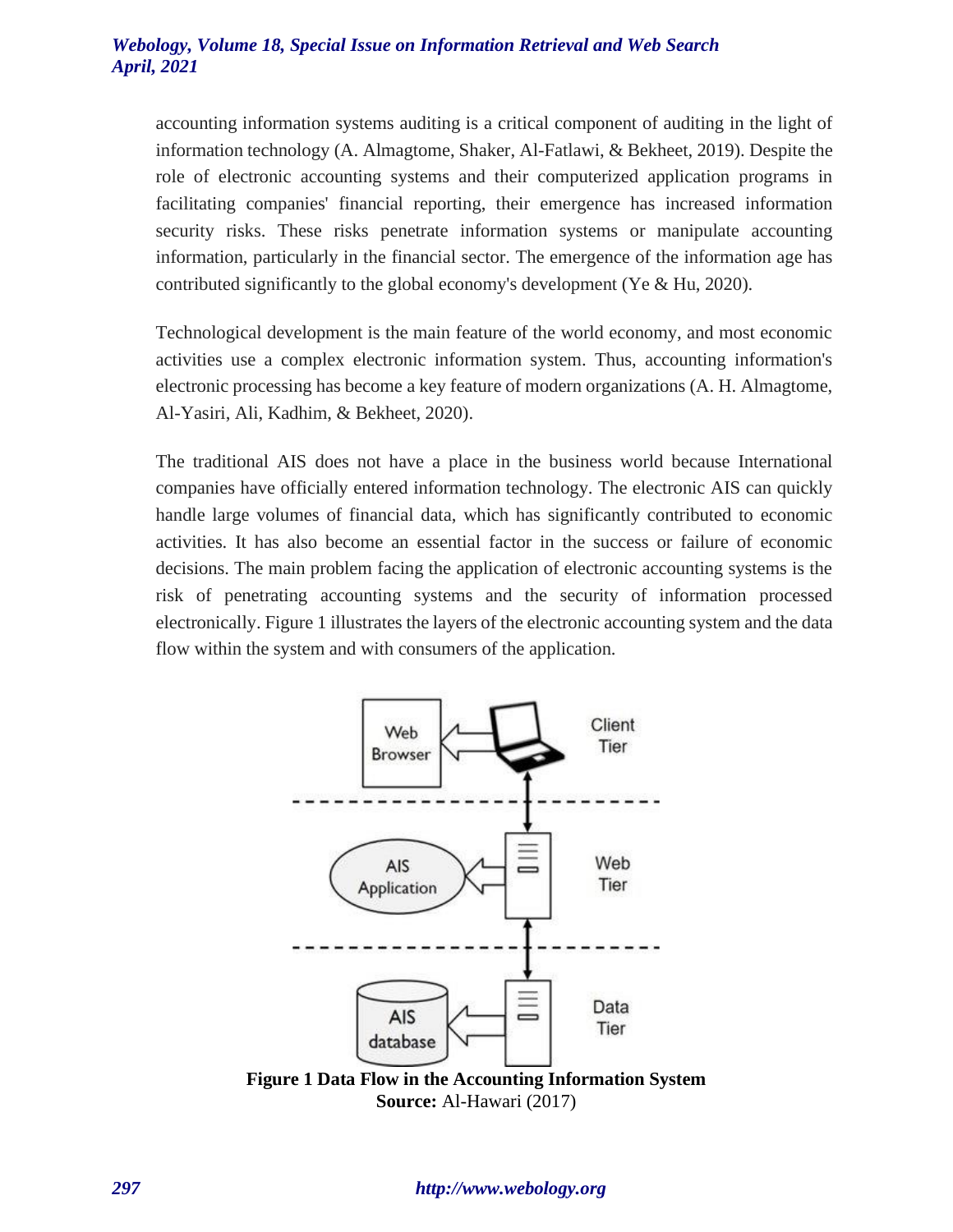accounting information systems auditing is a critical component of auditing in the light of information technology (A. Almagtome, Shaker, Al-Fatlawi, & Bekheet, 2019). Despite the role of electronic accounting systems and their computerized application programs in facilitating companies' financial reporting, their emergence has increased information security risks. These risks penetrate information systems or manipulate accounting information, particularly in the financial sector. The emergence of the information age has contributed significantly to the global economy's development (Ye & Hu, 2020).

Technological development is the main feature of the world economy, and most economic activities use a complex electronic information system. Thus, accounting information's electronic processing has become a key feature of modern organizations (A. H. Almagtome, Al-Yasiri, Ali, Kadhim, & Bekheet, 2020).

The traditional AIS does not have a place in the business world because International companies have officially entered information technology. The electronic AIS can quickly handle large volumes of financial data, which has significantly contributed to economic activities. It has also become an essential factor in the success or failure of economic decisions. The main problem facing the application of electronic accounting systems is the risk of penetrating accounting systems and the security of information processed electronically. Figure 1 illustrates the layers of the electronic accounting system and the data flow within the system and with consumers of the application.

**Figure 1 Data Flow in the Accounting Information System**

**Source:** Al-Hawari (2017)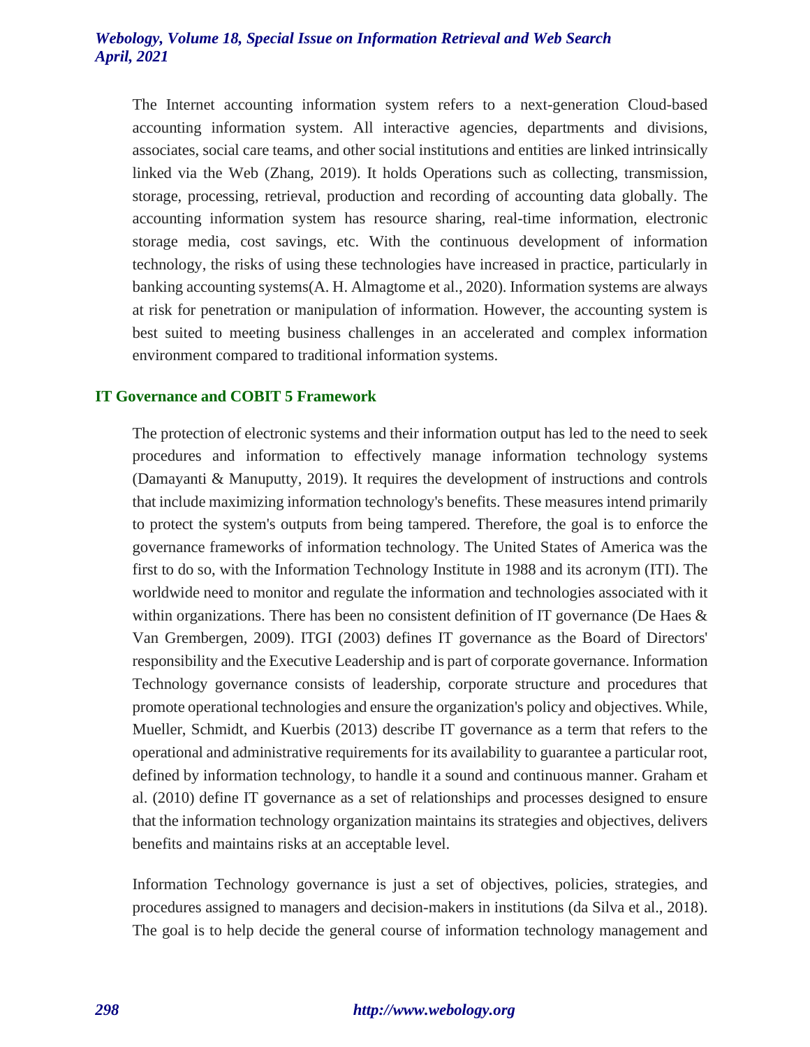The Internet accounting information system refers to a next-generation Cloud-based accounting information system. All interactive agencies, departments and divisions, associates, social care teams, and other social institutions and entities are linked intrinsically linked via the Web (Zhang, 2019). It holds Operations such as collecting, transmission, storage, processing, retrieval, production and recording of accounting data globally. The accounting information system has resource sharing, real-time information, electronic storage media, cost savings, etc. With the continuous development of information technology, the risks of using these technologies have increased in practice, particularly in banking accounting systems(A. H. Almagtome et al., 2020). Information systems are always at risk for penetration or manipulation of information. However, the accounting system is best suited to meeting business challenges in an accelerated and complex information environment compared to traditional information systems.

## IT Governance and COBIT 5 Framework

The protection of electronic systems and their information output has led to the need to seek procedures and information to effectively manage information technology systems (Damayanti & Manuputty, 2019). It requires the development of instructions and controls that include maximizing information technology's benefits. These measures intend primarily to protect the system's outputs from being tampered. Therefore, the goal is to enforce the governance frameworks of information technology. The United States of America was the first to do so, with the Information Technology Institute in 1988 and its acronym (ITI). The worldwide need to monitor and regulate the information and technologies associated with it within organizations. There has been no consistent definition of IT governance (De Haes & Van Grembergen, 2009). ITGI (2003) defines IT governance as the Board of Directors' responsibility and the Executive Leadership and is part of corporate governance. Information Technology governance consists of leadership, corporate structure and procedures that promote operational technologies and ensure the organization's policy and objectives. While, Mueller, Schmidt, and Kuerbis (2013) describe IT governance as a term that refers to the operational and administrative requirements for its availability to guarantee a particular root, defined by information technology, to handle it a sound and continuous manner. Graham et al. (2010) define IT governance as a set of relationships and processes designed to ensure that the information technology organization maintains its strategies and objectives, delivers benefits and maintains risks at an acceptable level.

Information Technology governance is just a set of objectives, policies, strategies, and procedures assigned to managers and decision-makers in institutions (da Silva et al., 2018). The goal is to help decide the general course of information technology management and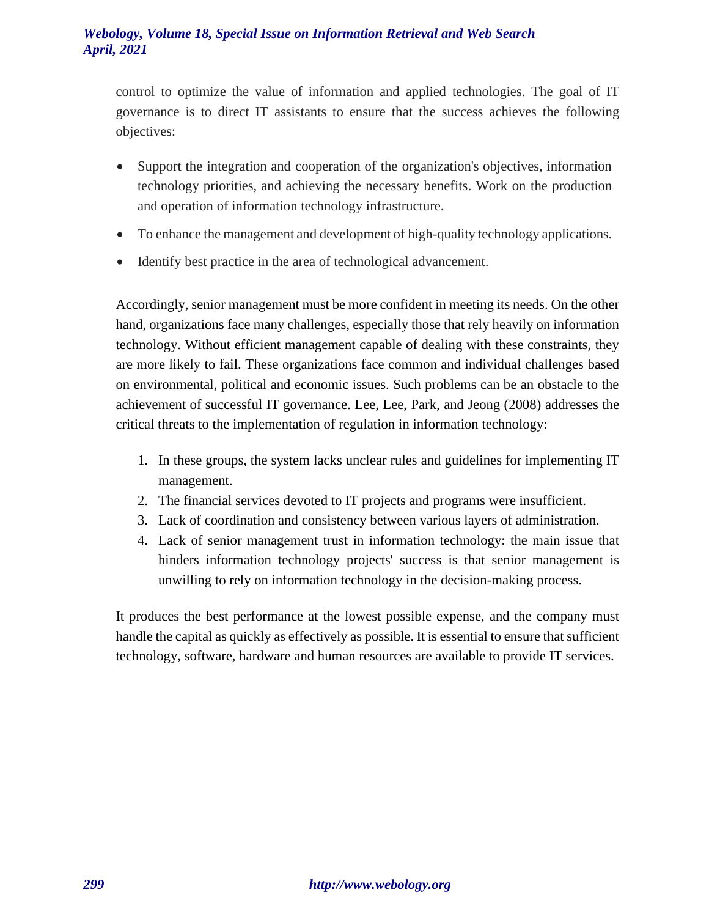control to optimize the value of information and applied technologies. The goal of IT governance is to direct IT assistants to ensure that the success achieves the following objectives:

- Support the integration and cooperation of the organization's objectives, information technology priorities, and achieving the necessary benefits. Work on the production and operation of information technology infrastructure.
- To enhance the management and development of high-quality technology applications.
- Identify best practice in the area of technological advancement.

Accordingly, senior management must be more confident in meeting its needs. On the other hand, organizations face many challenges, especially those that rely heavily on information technology. Without efficient management capable of dealing with these constraints, they are more likely to fail. These organizations face common and individual challenges based on environmental, political and economic issues. Such problems can be an obstacle to the achievement of successful IT governance. Lee, Lee, Park, and Jeong (2008) addresses the critical threats to the implementation of regulation in information technology:

1. In these groups, the system lacks unclear rules and guidelines for implementing IT management.
2. The financial services devoted to IT projects and programs were insufficient.
3. Lack of coordination and consistency between various layers of administration.
4. Lack of senior management trust in information technology: the main issue that hinders information technology projects' success is that senior management is unwilling to rely on information technology in the decision-making process.

It produces the best performance at the lowest possible expense, and the company must handle the capital as quickly as effectively as possible. It is essential to ensure that sufficient technology, software, hardware and human resources are available to provide IT services.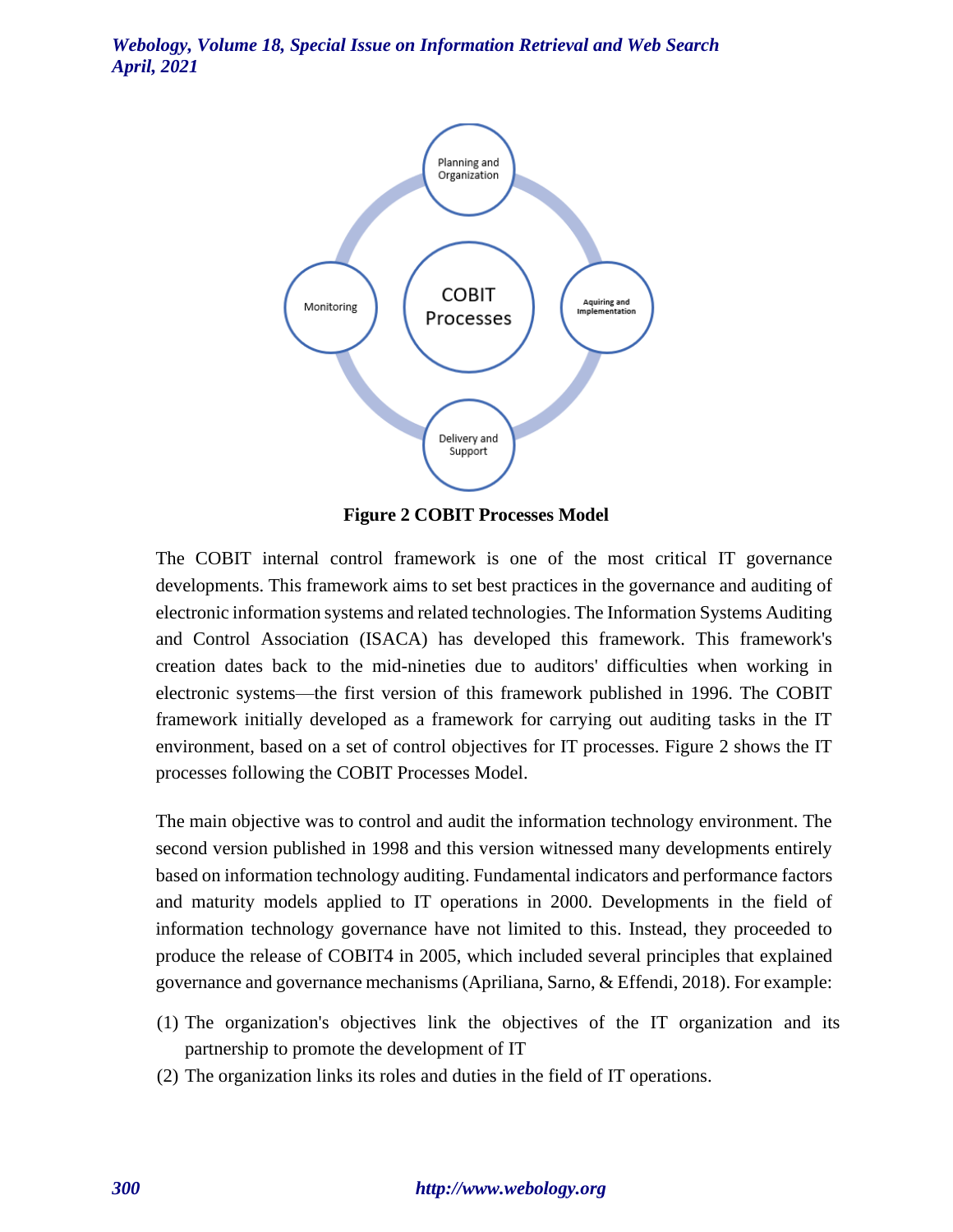**Figure 2 COBIT Processes Model**

The COBIT internal control framework is one of the most critical IT governance developments. This framework aims to set best practices in the governance and auditing of electronic information systems and related technologies. The Information Systems Auditing and Control Association (ISACA) has developed this framework. This framework's creation dates back to the mid-nineties due to auditors' difficulties when working in electronic systems—the first version of this framework published in 1996. The COBIT framework initially developed as a framework for carrying out auditing tasks in the IT environment, based on a set of control objectives for IT processes. Figure 2 shows the IT processes following the COBIT Processes Model.

The main objective was to control and audit the information technology environment. The second version published in 1998 and this version witnessed many developments entirely based on information technology auditing. Fundamental indicators and performance factors and maturity models applied to IT operations in 2000. Developments in the field of information technology governance have not limited to this. Instead, they proceeded to produce the release of COBIT4 in 2005, which included several principles that explained governance and governance mechanisms (Apriliana, Sarno, & Effendi, 2018). For example:

(1) The organization's objectives link the objectives of the IT organization and its partnership to promote the development of IT
(2) The organization links its roles and duties in the field of IT operations.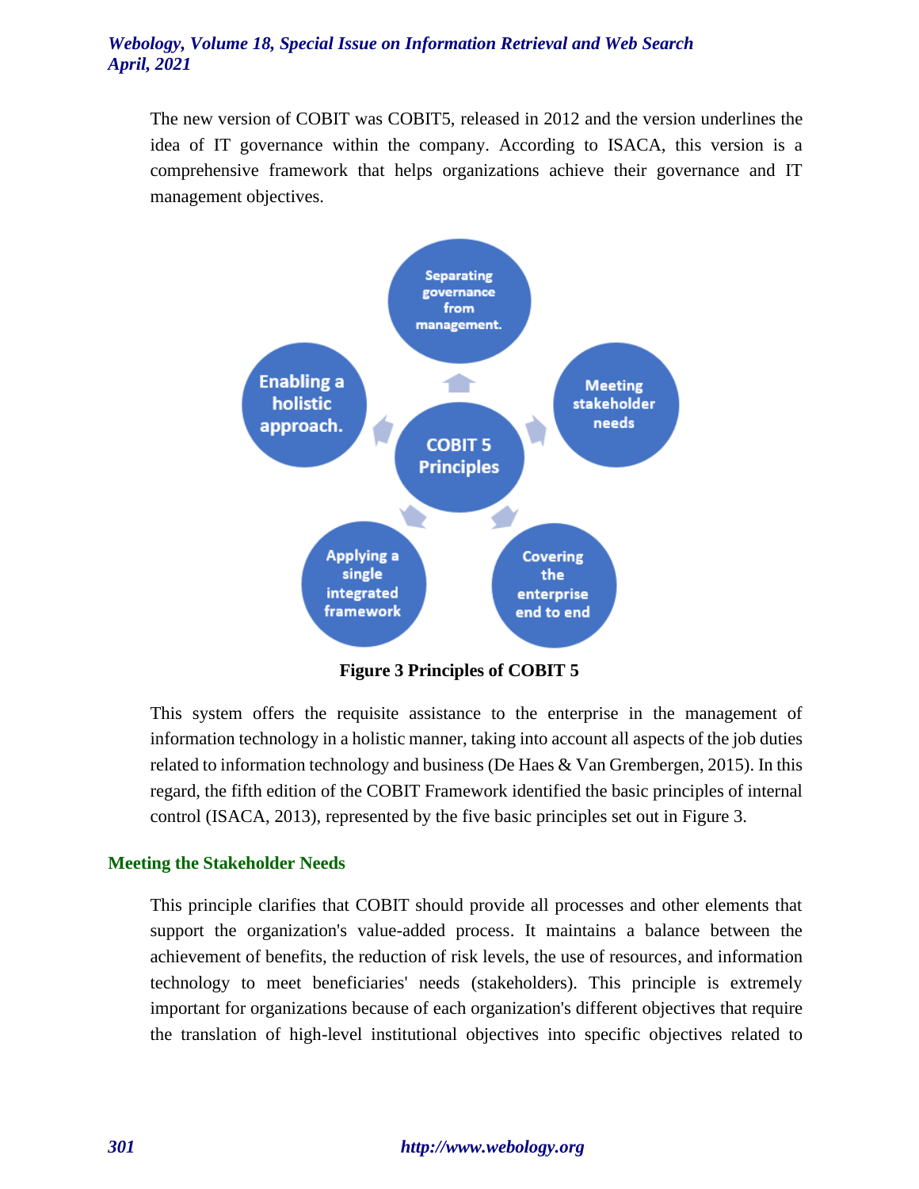The new version of COBIT was COBIT5, released in 2012 and the version underlines the idea of IT governance within the company. According to ISACA, this version is a comprehensive framework that helps organizations achieve their governance and IT management objectives.

**Figure 3 Principles of COBIT 5**

This system offers the requisite assistance to the enterprise in the management of information technology in a holistic manner, taking into account all aspects of the job duties related to information technology and business (De Haes & Van Grembergen, 2015). In this regard, the fifth edition of the COBIT Framework identified the basic principles of internal control (ISACA, 2013), represented by the five basic principles set out in Figure 3.

## Meeting the Stakeholder Needs

This principle clarifies that COBIT should provide all processes and other elements that support the organization's value-added process. It maintains a balance between the achievement of benefits, the reduction of risk levels, the use of resources, and information technology to meet beneficiaries' needs (stakeholders). This principle is extremely important for organizations because of each organization's different objectives that require the translation of high-level institutional objectives into specific objectives related to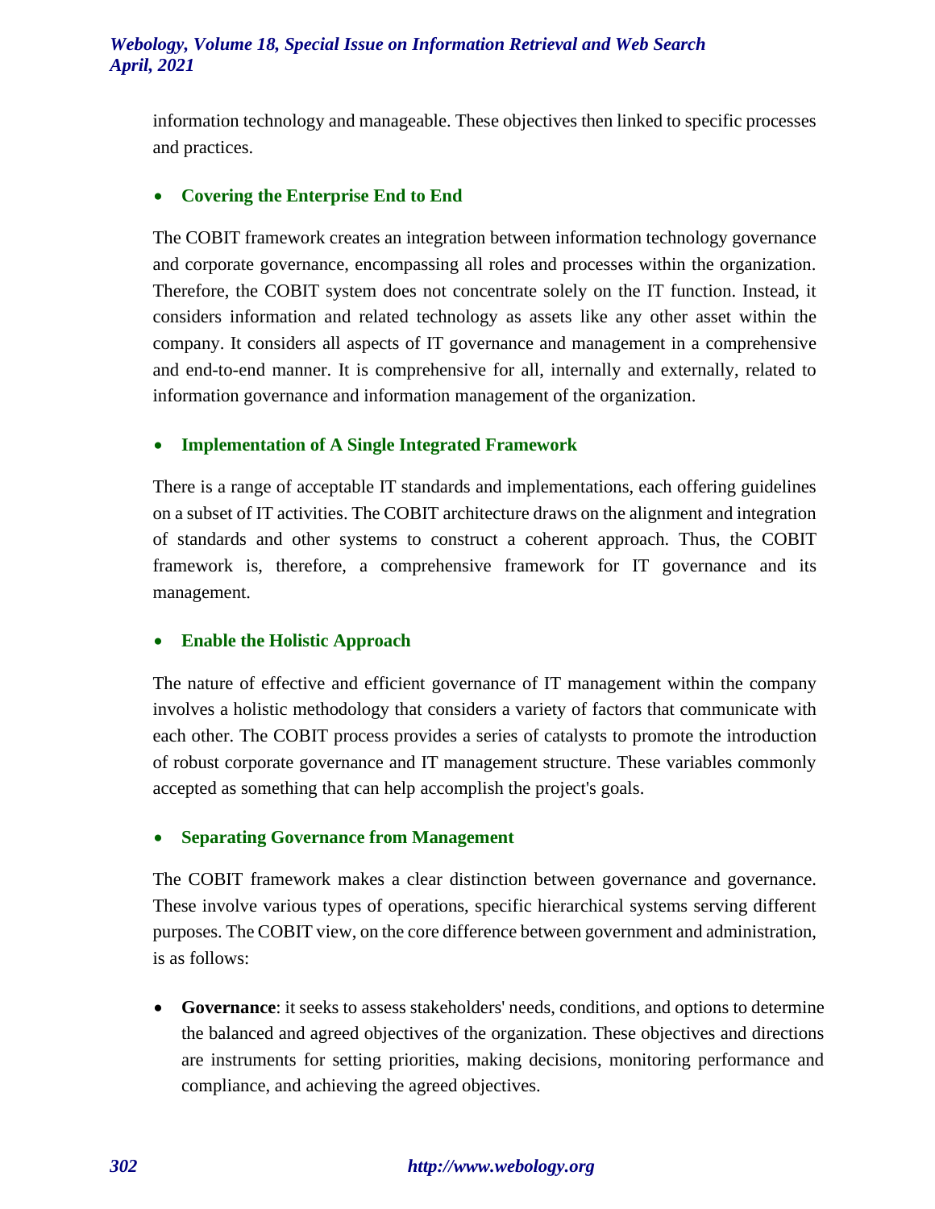information technology and manageable. These objectives then linked to specific processes and practices.

- **Covering the Enterprise End to End**

The COBIT framework creates an integration between information technology governance and corporate governance, encompassing all roles and processes within the organization. Therefore, the COBIT system does not concentrate solely on the IT function. Instead, it considers information and related technology as assets like any other asset within the company. It considers all aspects of IT governance and management in a comprehensive and end-to-end manner. It is comprehensive for all, internally and externally, related to information governance and information management of the organization.

- **Implementation of A Single Integrated Framework**

There is a range of acceptable IT standards and implementations, each offering guidelines on a subset of IT activities. The COBIT architecture draws on the alignment and integration of standards and other systems to construct a coherent approach. Thus, the COBIT framework is, therefore, a comprehensive framework for IT governance and its management.

- **Enable the Holistic Approach**

The nature of effective and efficient governance of IT management within the company involves a holistic methodology that considers a variety of factors that communicate with each other. The COBIT process provides a series of catalysts to promote the introduction of robust corporate governance and IT management structure. These variables commonly accepted as something that can help accomplish the project's goals.

- **Separating Governance from Management**

The COBIT framework makes a clear distinction between governance and governance. These involve various types of operations, specific hierarchical systems serving different purposes. The COBIT view, on the core difference between government and administration, is as follows:

- **Governance**: it seeks to assess stakeholders' needs, conditions, and options to determine the balanced and agreed objectives of the organization. These objectives and directions are instruments for setting priorities, making decisions, monitoring performance and compliance, and achieving the agreed objectives.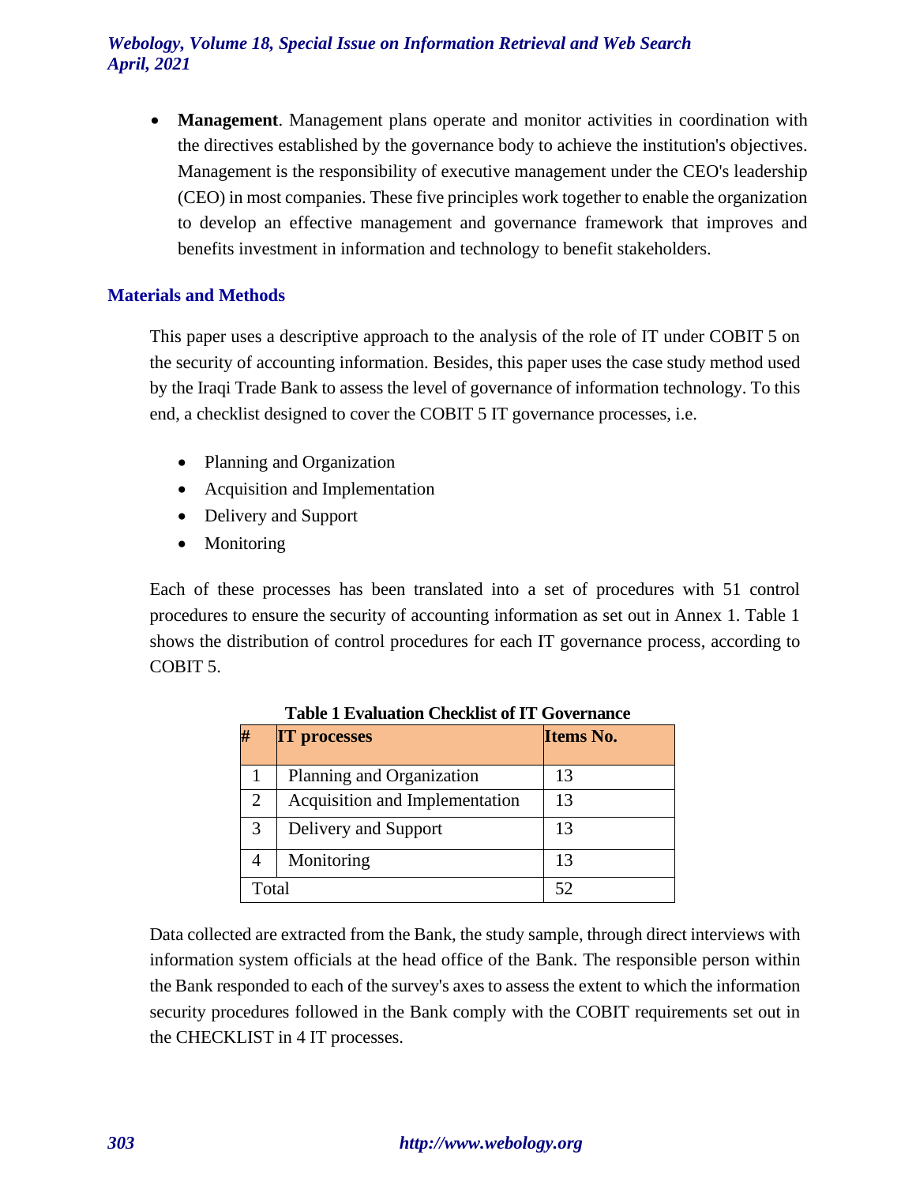- **Management**. Management plans operate and monitor activities in coordination with the directives established by the governance body to achieve the institution's objectives. Management is the responsibility of executive management under the CEO's leadership (CEO) in most companies. These five principles work together to enable the organization to develop an effective management and governance framework that improves and benefits investment in information and technology to benefit stakeholders.

## Materials and Methods

This paper uses a descriptive approach to the analysis of the role of IT under COBIT 5 on the security of accounting information. Besides, this paper uses the case study method used by the Iraqi Trade Bank to assess the level of governance of information technology. To this end, a checklist designed to cover the COBIT 5 IT governance processes, i.e.

- Planning and Organization
- Acquisition and Implementation
- Delivery and Support
- Monitoring

Each of these processes has been translated into a set of procedures with 51 control procedures to ensure the security of accounting information as set out in Annex 1. Table 1 shows the distribution of control procedures for each IT governance process, according to COBIT 5.

**Table 1 Evaluation Checklist of IT Governance**

| # | IT processes | Items No. |
|---|---|---|
| 1 | Planning and Organization | 13 |
| 2 | Acquisition and Implementation | 13 |
| 3 | Delivery and Support | 13 |
| 4 | Monitoring | 13 |
| Total | | 52 |

Data collected are extracted from the Bank, the study sample, through direct interviews with information system officials at the head office of the Bank. The responsible person within the Bank responded to each of the survey's axes to assess the extent to which the information security procedures followed in the Bank comply with the COBIT requirements set out in the CHECKLIST in 4 IT processes.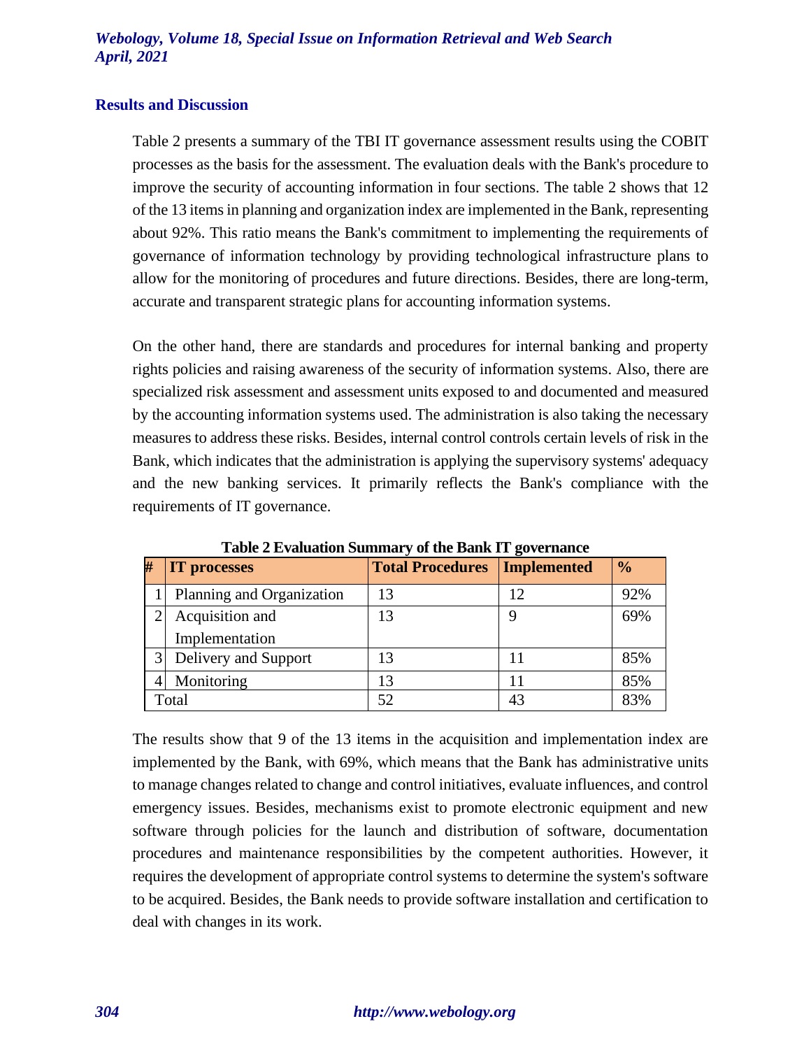## Results and Discussion

Table 2 presents a summary of the TBI IT governance assessment results using the COBIT processes as the basis for the assessment. The evaluation deals with the Bank's procedure to improve the security of accounting information in four sections. The table 2 shows that 12 of the 13 items in planning and organization index are implemented in the Bank, representing about 92%. This ratio means the Bank's commitment to implementing the requirements of governance of information technology by providing technological infrastructure plans to allow for the monitoring of procedures and future directions. Besides, there are long-term, accurate and transparent strategic plans for accounting information systems.

On the other hand, there are standards and procedures for internal banking and property rights policies and raising awareness of the security of information systems. Also, there are specialized risk assessment and assessment units exposed to and documented and measured by the accounting information systems used. The administration is also taking the necessary measures to address these risks. Besides, internal control controls certain levels of risk in the Bank, which indicates that the administration is applying the supervisory systems' adequacy and the new banking services. It primarily reflects the Bank's compliance with the requirements of IT governance.

**Table 2 Evaluation Summary of the Bank IT governance**

| # | IT processes | Total Procedures | Implemented | % |
|---|---|---|---|---|
| 1 | Planning and Organization | 13 | 12 | 92% |
| 2 | Acquisition and Implementation | 13 | 9 | 69% |
| 3 | Delivery and Support | 13 | 11 | 85% |
| 4 | Monitoring | 13 | 11 | 85% |
| Total | | 52 | 43 | 83% |

The results show that 9 of the 13 items in the acquisition and implementation index are implemented by the Bank, with 69%, which means that the Bank has administrative units to manage changes related to change and control initiatives, evaluate influences, and control emergency issues. Besides, mechanisms exist to promote electronic equipment and new software through policies for the launch and distribution of software, documentation procedures and maintenance responsibilities by the competent authorities. However, it requires the development of appropriate control systems to determine the system's software to be acquired. Besides, the Bank needs to provide software installation and certification to deal with changes in its work.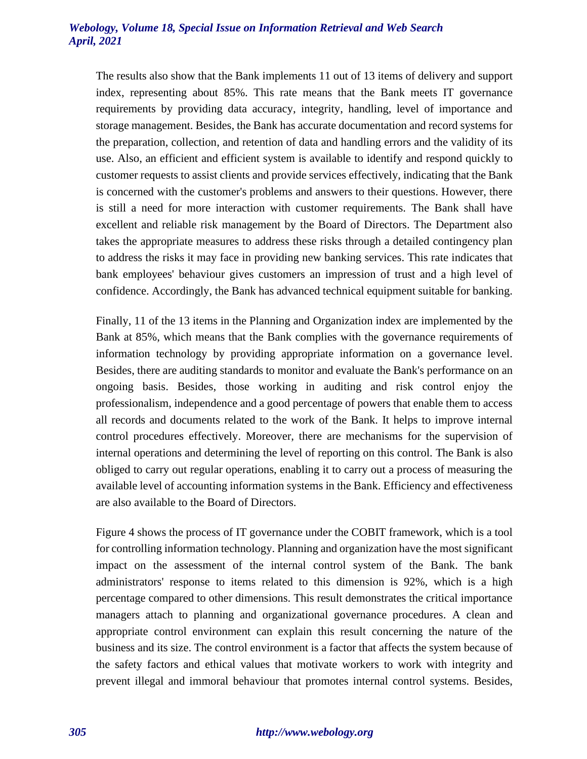The results also show that the Bank implements 11 out of 13 items of delivery and support index, representing about 85%. This rate means that the Bank meets IT governance requirements by providing data accuracy, integrity, handling, level of importance and storage management. Besides, the Bank has accurate documentation and record systems for the preparation, collection, and retention of data and handling errors and the validity of its use. Also, an efficient and efficient system is available to identify and respond quickly to customer requests to assist clients and provide services effectively, indicating that the Bank is concerned with the customer's problems and answers to their questions. However, there is still a need for more interaction with customer requirements. The Bank shall have excellent and reliable risk management by the Board of Directors. The Department also takes the appropriate measures to address these risks through a detailed contingency plan to address the risks it may face in providing new banking services. This rate indicates that bank employees' behaviour gives customers an impression of trust and a high level of confidence. Accordingly, the Bank has advanced technical equipment suitable for banking.

Finally, 11 of the 13 items in the Planning and Organization index are implemented by the Bank at 85%, which means that the Bank complies with the governance requirements of information technology by providing appropriate information on a governance level. Besides, there are auditing standards to monitor and evaluate the Bank's performance on an ongoing basis. Besides, those working in auditing and risk control enjoy the professionalism, independence and a good percentage of powers that enable them to access all records and documents related to the work of the Bank. It helps to improve internal control procedures effectively. Moreover, there are mechanisms for the supervision of internal operations and determining the level of reporting on this control. The Bank is also obliged to carry out regular operations, enabling it to carry out a process of measuring the available level of accounting information systems in the Bank. Efficiency and effectiveness are also available to the Board of Directors.

Figure 4 shows the process of IT governance under the COBIT framework, which is a tool for controlling information technology. Planning and organization have the most significant impact on the assessment of the internal control system of the Bank. The bank administrators' response to items related to this dimension is 92%, which is a high percentage compared to other dimensions. This result demonstrates the critical importance managers attach to planning and organizational governance procedures. A clean and appropriate control environment can explain this result concerning the nature of the business and its size. The control environment is a factor that affects the system because of the safety factors and ethical values that motivate workers to work with integrity and prevent illegal and immoral behaviour that promotes internal control systems. Besides,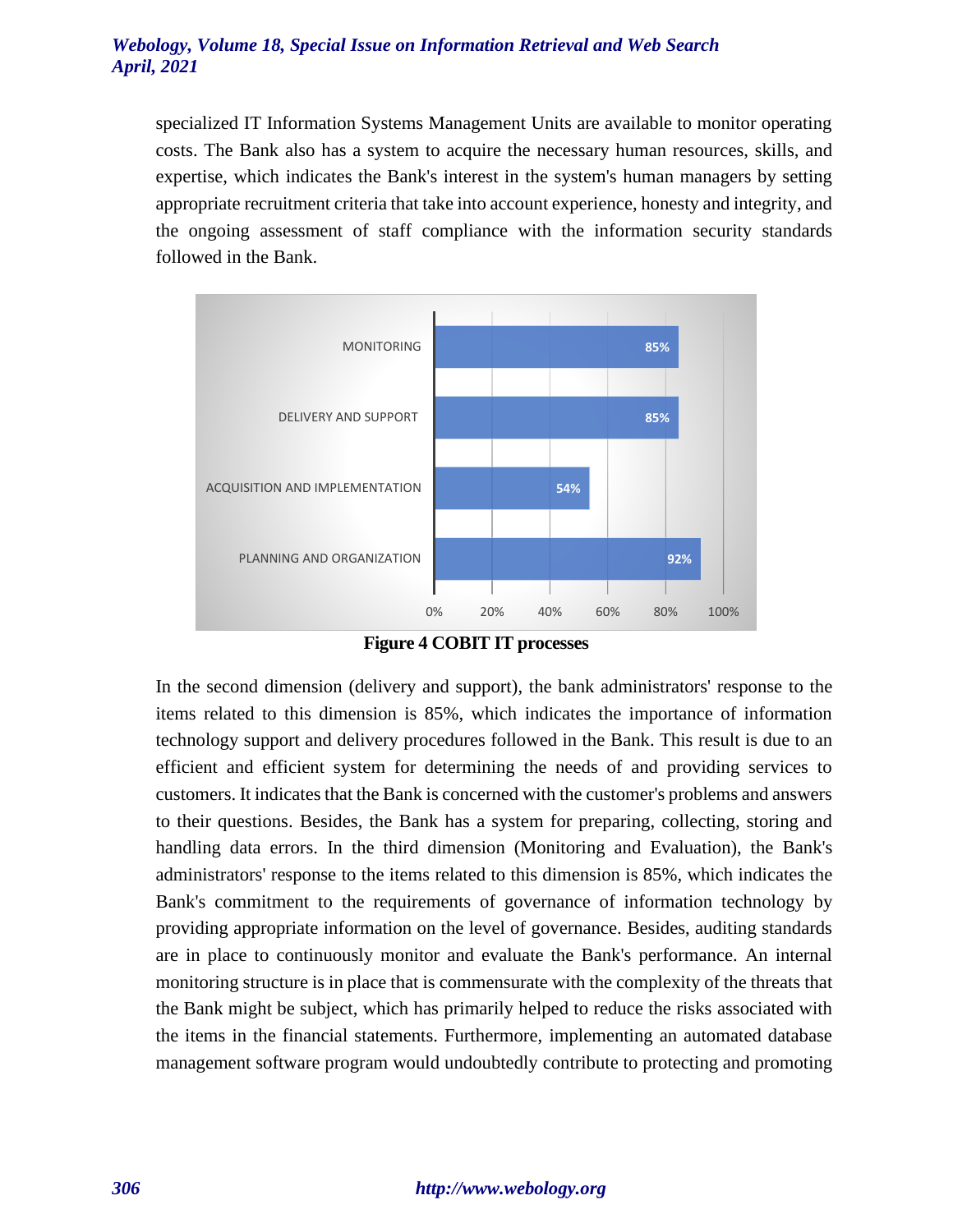specialized IT Information Systems Management Units are available to monitor operating costs. The Bank also has a system to acquire the necessary human resources, skills, and expertise, which indicates the Bank's interest in the system's human managers by setting appropriate recruitment criteria that take into account experience, honesty and integrity, and the ongoing assessment of staff compliance with the information security standards followed in the Bank.

| COBIT IT process | Percentage |
|---|---|
| MONITORING | 85% |
| DELIVERY AND SUPPORT | 85% |
| ACQUISITION AND IMPLEMENTATION | 54% |
| PLANNING AND ORGANIZATION | 92% |

**Figure 4 COBIT IT processes**

In the second dimension (delivery and support), the bank administrators' response to the items related to this dimension is 85%, which indicates the importance of information technology support and delivery procedures followed in the Bank. This result is due to an efficient and efficient system for determining the needs of and providing services to customers. It indicates that the Bank is concerned with the customer's problems and answers to their questions. Besides, the Bank has a system for preparing, collecting, storing and handling data errors. In the third dimension (Monitoring and Evaluation), the Bank's administrators' response to the items related to this dimension is 85%, which indicates the Bank's commitment to the requirements of governance of information technology by providing appropriate information on the level of governance. Besides, auditing standards are in place to continuously monitor and evaluate the Bank's performance. An internal monitoring structure is in place that is commensurate with the complexity of the threats that the Bank might be subject, which has primarily helped to reduce the risks associated with the items in the financial statements. Furthermore, implementing an automated database management software program would undoubtedly contribute to protecting and promoting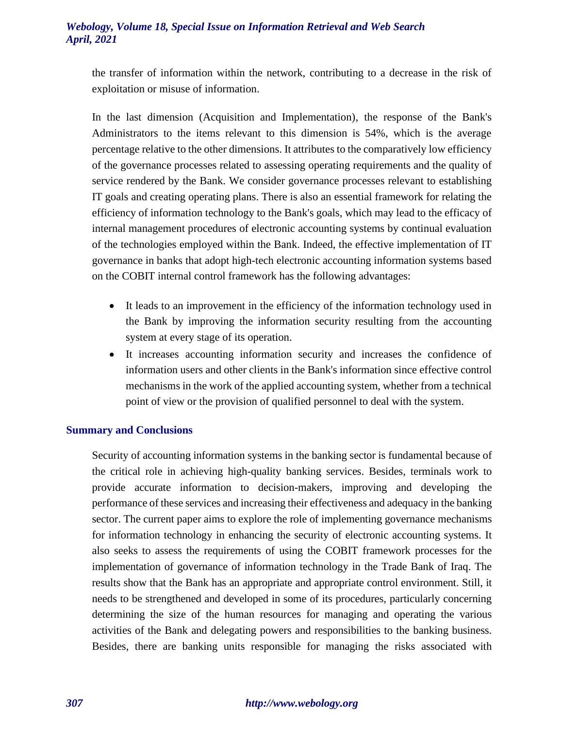the transfer of information within the network, contributing to a decrease in the risk of exploitation or misuse of information.

In the last dimension (Acquisition and Implementation), the response of the Bank's Administrators to the items relevant to this dimension is 54%, which is the average percentage relative to the other dimensions. It attributes to the comparatively low efficiency of the governance processes related to assessing operating requirements and the quality of service rendered by the Bank. We consider governance processes relevant to establishing IT goals and creating operating plans. There is also an essential framework for relating the efficiency of information technology to the Bank's goals, which may lead to the efficacy of internal management procedures of electronic accounting systems by continual evaluation of the technologies employed within the Bank. Indeed, the effective implementation of IT governance in banks that adopt high-tech electronic accounting information systems based on the COBIT internal control framework has the following advantages:

- It leads to an improvement in the efficiency of the information technology used in the Bank by improving the information security resulting from the accounting system at every stage of its operation.
- It increases accounting information security and increases the confidence of information users and other clients in the Bank's information since effective control mechanisms in the work of the applied accounting system, whether from a technical point of view or the provision of qualified personnel to deal with the system.

## Summary and Conclusions

Security of accounting information systems in the banking sector is fundamental because of the critical role in achieving high-quality banking services. Besides, terminals work to provide accurate information to decision-makers, improving and developing the performance of these services and increasing their effectiveness and adequacy in the banking sector. The current paper aims to explore the role of implementing governance mechanisms for information technology in enhancing the security of electronic accounting systems. It also seeks to assess the requirements of using the COBIT framework processes for the implementation of governance of information technology in the Trade Bank of Iraq. The results show that the Bank has an appropriate and appropriate control environment. Still, it needs to be strengthened and developed in some of its procedures, particularly concerning determining the size of the human resources for managing and operating the various activities of the Bank and delegating powers and responsibilities to the banking business. Besides, there are banking units responsible for managing the risks associated with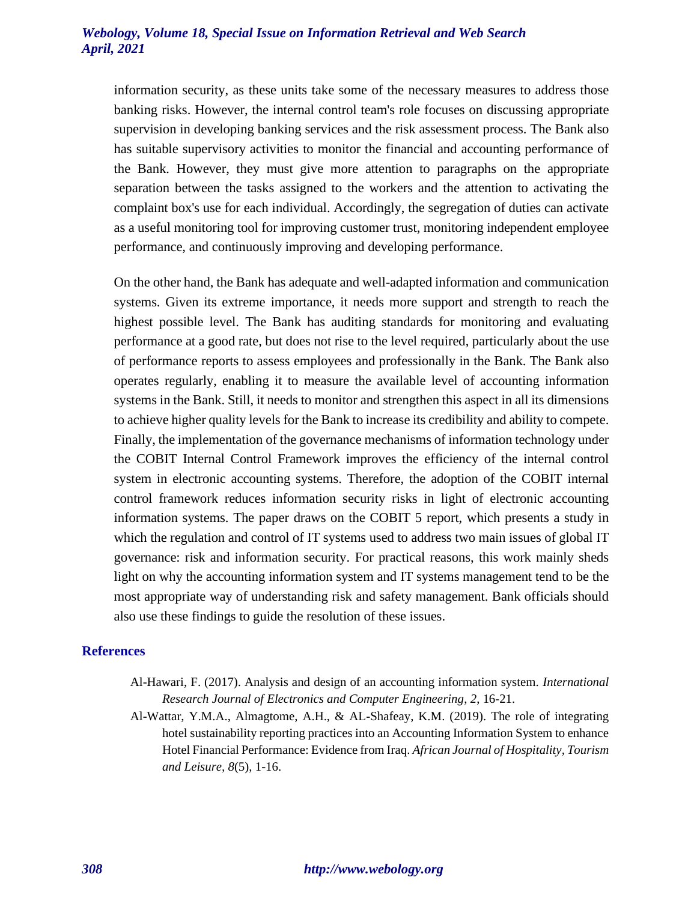information security, as these units take some of the necessary measures to address those banking risks. However, the internal control team's role focuses on discussing appropriate supervision in developing banking services and the risk assessment process. The Bank also has suitable supervisory activities to monitor the financial and accounting performance of the Bank. However, they must give more attention to paragraphs on the appropriate separation between the tasks assigned to the workers and the attention to activating the complaint box's use for each individual. Accordingly, the segregation of duties can activate as a useful monitoring tool for improving customer trust, monitoring independent employee performance, and continuously improving and developing performance.

On the other hand, the Bank has adequate and well-adapted information and communication systems. Given its extreme importance, it needs more support and strength to reach the highest possible level. The Bank has auditing standards for monitoring and evaluating performance at a good rate, but does not rise to the level required, particularly about the use of performance reports to assess employees and professionally in the Bank. The Bank also operates regularly, enabling it to measure the available level of accounting information systems in the Bank. Still, it needs to monitor and strengthen this aspect in all its dimensions to achieve higher quality levels for the Bank to increase its credibility and ability to compete. Finally, the implementation of the governance mechanisms of information technology under the COBIT Internal Control Framework improves the efficiency of the internal control system in electronic accounting systems. Therefore, the adoption of the COBIT internal control framework reduces information security risks in light of electronic accounting information systems. The paper draws on the COBIT 5 report, which presents a study in which the regulation and control of IT systems used to address two main issues of global IT governance: risk and information security. For practical reasons, this work mainly sheds light on why the accounting information system and IT systems management tend to be the most appropriate way of understanding risk and safety management. Bank officials should also use these findings to guide the resolution of these issues.

## References

Al-Hawari, F. (2017). Analysis and design of an accounting information system. *International Research Journal of Electronics and Computer Engineering, 2,* 16-21.

Al-Wattar, Y.M.A., Almagtome, A.H., & AL-Shafeay, K.M. (2019). The role of integrating hotel sustainability reporting practices into an Accounting Information System to enhance Hotel Financial Performance: Evidence from Iraq. *African Journal of Hospitality, Tourism and Leisure, 8*(5), 1-16.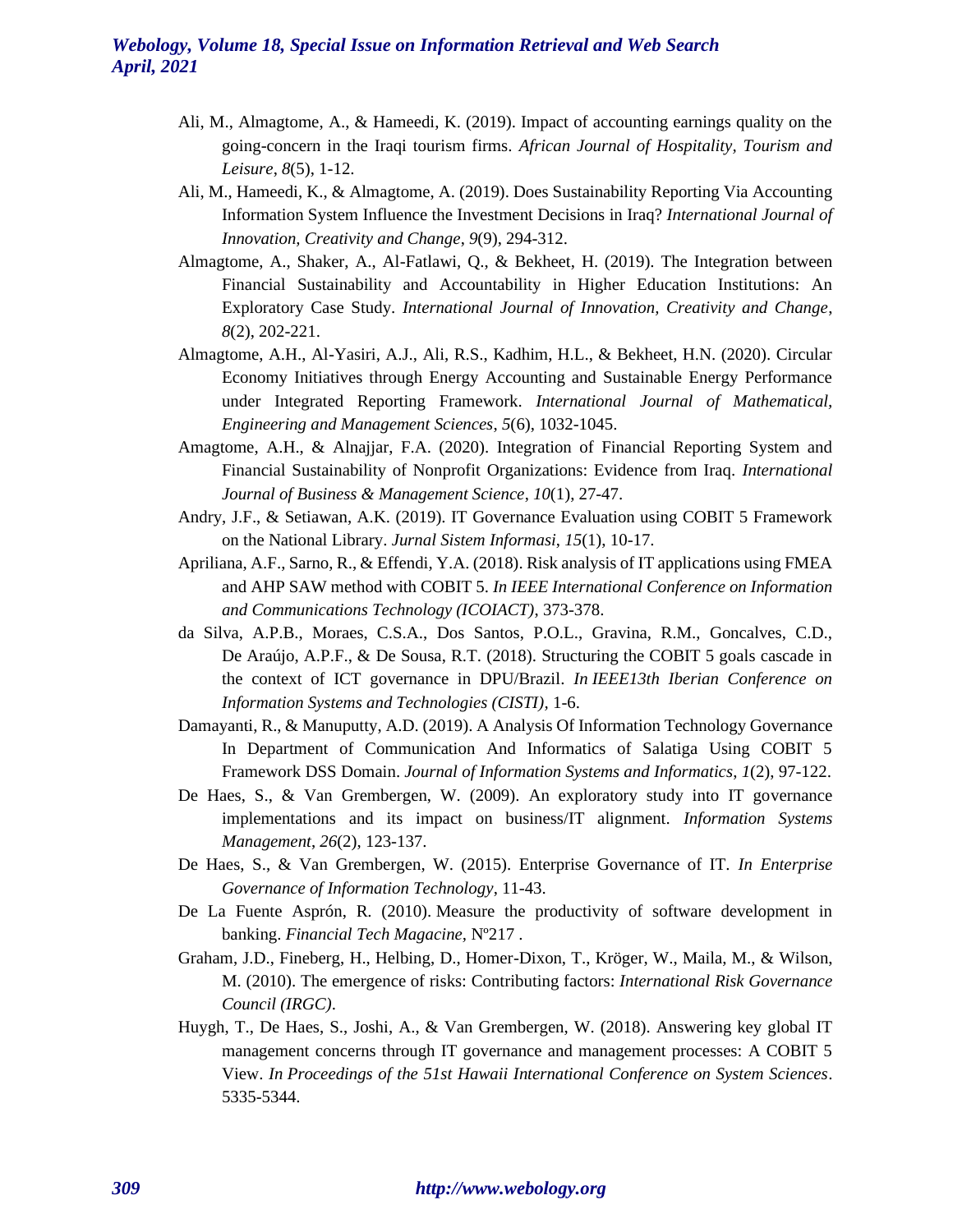Ali, M., Almagtome, A., & Hameedi, K. (2019). Impact of accounting earnings quality on the going-concern in the Iraqi tourism firms. *African Journal of Hospitality, Tourism and Leisure*, *8*(5), 1-12.

Ali, M., Hameedi, K., & Almagtome, A. (2019). Does Sustainability Reporting Via Accounting Information System Influence the Investment Decisions in Iraq? *International Journal of Innovation, Creativity and Change*, *9*(9), 294-312.

Almagtome, A., Shaker, A., Al-Fatlawi, Q., & Bekheet, H. (2019). The Integration between Financial Sustainability and Accountability in Higher Education Institutions: An Exploratory Case Study. *International Journal of Innovation, Creativity and Change*, *8*(2), 202-221.

Almagtome, A.H., Al-Yasiri, A.J., Ali, R.S., Kadhim, H.L., & Bekheet, H.N. (2020). Circular Economy Initiatives through Energy Accounting and Sustainable Energy Performance under Integrated Reporting Framework. *International Journal of Mathematical, Engineering and Management Sciences*, *5*(6), 1032-1045.

Amagtome, A.H., & Alnajjar, F.A. (2020). Integration of Financial Reporting System and Financial Sustainability of Nonprofit Organizations: Evidence from Iraq. *International Journal of Business & Management Science*, *10*(1), 27-47.

Andry, J.F., & Setiawan, A.K. (2019). IT Governance Evaluation using COBIT 5 Framework on the National Library. *Jurnal Sistem Informasi*, *15*(1), 10-17.

Apriliana, A.F., Sarno, R., & Effendi, Y.A. (2018). Risk analysis of IT applications using FMEA and AHP SAW method with COBIT 5. *In IEEE International Conference on Information and Communications Technology (ICOIACT)*, 373-378.

da Silva, A.P.B., Moraes, C.S.A., Dos Santos, P.O.L., Gravina, R.M., Goncalves, C.D., De Araújo, A.P.F., & De Sousa, R.T. (2018). Structuring the COBIT 5 goals cascade in the context of ICT governance in DPU/Brazil. *In IEEE13th Iberian Conference on Information Systems and Technologies (CISTI),* 1-6.

Damayanti, R., & Manuputty, A.D. (2019). A Analysis Of Information Technology Governance In Department of Communication And Informatics of Salatiga Using COBIT 5 Framework DSS Domain. *Journal of Information Systems and Informatics*, *1*(2), 97-122.

De Haes, S., & Van Grembergen, W. (2009). An exploratory study into IT governance implementations and its impact on business/IT alignment. *Information Systems Management*, *26*(2), 123-137.

De Haes, S., & Van Grembergen, W. (2015). Enterprise Governance of IT. *In Enterprise Governance of Information Technology*, 11-43.

De La Fuente Asprón, R. (2010). Measure the productivity of software development in banking. *Financial Tech Magacine*, Nº217 .

Graham, J.D., Fineberg, H., Helbing, D., Homer-Dixon, T., Kröger, W., Maila, M., & Wilson, M. (2010). The emergence of risks: Contributing factors: *International Risk Governance Council (IRGC)*.

Huygh, T., De Haes, S., Joshi, A., & Van Grembergen, W. (2018). Answering key global IT management concerns through IT governance and management processes: A COBIT 5 View. *In Proceedings of the 51st Hawaii International Conference on System Sciences*. 5335-5344.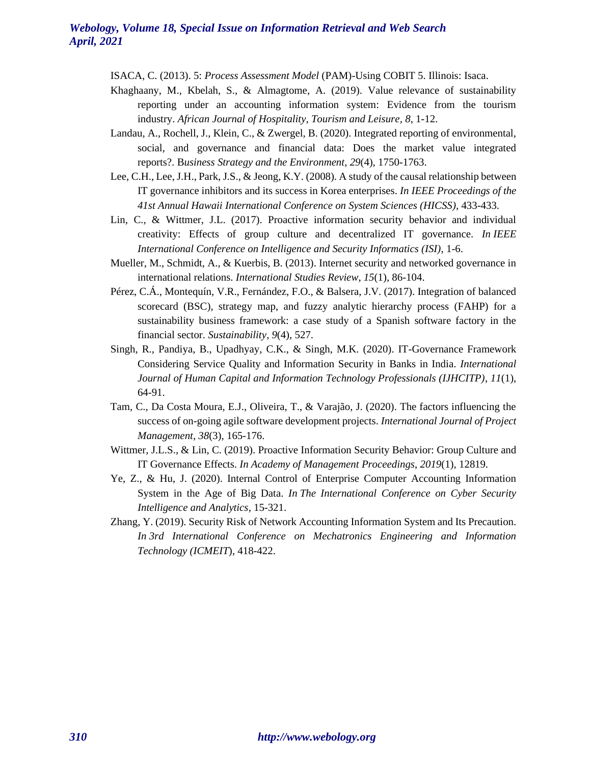ISACA, C. (2013). 5: *Process Assessment Model* (PAM)-Using COBIT 5. Illinois: Isaca.

Khaghaany, M., Kbelah, S., & Almagtome, A. (2019). Value relevance of sustainability reporting under an accounting information system: Evidence from the tourism industry. *African Journal of Hospitality, Tourism and Leisure*, *8*, 1-12.

Landau, A., Rochell, J., Klein, C., & Zwergel, B. (2020). Integrated reporting of environmental, social, and governance and financial data: Does the market value integrated reports?. B*usiness Strategy and the Environment*, *29*(4), 1750-1763.

Lee, C.H., Lee, J.H., Park, J.S., & Jeong, K.Y. (2008). A study of the causal relationship between IT governance inhibitors and its success in Korea enterprises. *In IEEE Proceedings of the 41st Annual Hawaii International Conference on System Sciences (HICSS)*, 433-433.

Lin, C., & Wittmer, J.L. (2017). Proactive information security behavior and individual creativity: Effects of group culture and decentralized IT governance. *In IEEE International Conference on Intelligence and Security Informatics (ISI)*, 1-6.

Mueller, M., Schmidt, A., & Kuerbis, B. (2013). Internet security and networked governance in international relations. *International Studies Review*, *15*(1), 86-104.

Pérez, C.Á., Montequín, V.R., Fernández, F.O., & Balsera, J.V. (2017). Integration of balanced scorecard (BSC), strategy map, and fuzzy analytic hierarchy process (FAHP) for a sustainability business framework: a case study of a Spanish software factory in the financial sector. *Sustainability*, *9*(4), 527.

Singh, R., Pandiya, B., Upadhyay, C.K., & Singh, M.K. (2020). IT-Governance Framework Considering Service Quality and Information Security in Banks in India. *International Journal of Human Capital and Information Technology Professionals (IJHCITP)*, *11*(1), 64-91.

Tam, C., Da Costa Moura, E.J., Oliveira, T., & Varajão, J. (2020). The factors influencing the success of on-going agile software development projects. *International Journal of Project Management*, *38*(3), 165-176.

Wittmer, J.L.S., & Lin, C. (2019). Proactive Information Security Behavior: Group Culture and IT Governance Effects. *In Academy of Management Proceedings*, *2019*(1), 12819.

Ye, Z., & Hu, J. (2020). Internal Control of Enterprise Computer Accounting Information System in the Age of Big Data. *In The International Conference on Cyber Security Intelligence and Analytics*, 15-321.

Zhang, Y. (2019). Security Risk of Network Accounting Information System and Its Precaution. *In 3rd International Conference on Mechatronics Engineering and Information Technology (ICMEIT*), 418-422.